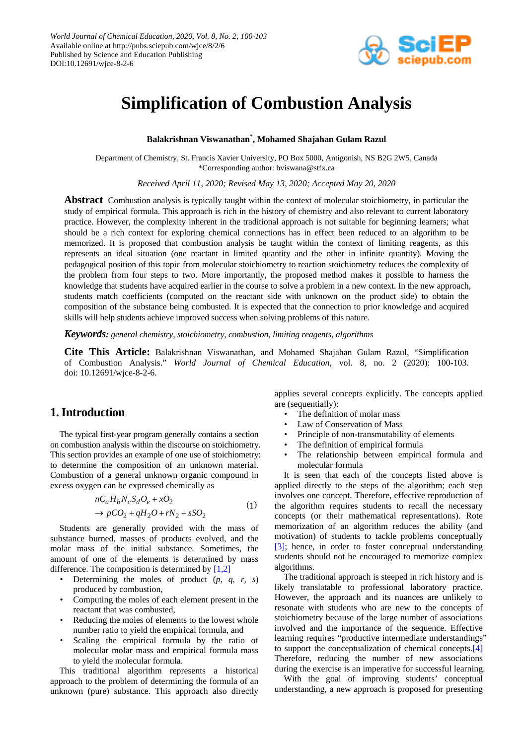# Simplification of Combustion Analysis

**Balakrishnan Viswanathan*, Mohamed Shajahan Gulam Razul**

Department of Chemistry, St. Francis Xavier University, PO Box 5000, Antigonish, NS B2G 2W5, Canada
*Corresponding author: bviswana@stfx.ca

*Received April 11, 2020; Revised May 13, 2020; Accepted May 20, 2020*

**Abstract** Combustion analysis is typically taught within the context of molecular stoichiometry, in particular the study of empirical formula. This approach is rich in the history of chemistry and also relevant to current laboratory practice. However, the complexity inherent in the traditional approach is not suitable for beginning learners; what should be a rich context for exploring chemical connections has in effect been reduced to an algorithm to be memorized. It is proposed that combustion analysis be taught within the context of limiting reagents, as this represents an ideal situation (one reactant in limited quantity and the other in infinite quantity). Moving the pedagogical position of this topic from molecular stoichiometry to reaction stoichiometry reduces the complexity of the problem from four steps to two. More importantly, the proposed method makes it possible to harness the knowledge that students have acquired earlier in the course to solve a problem in a new context. In the new approach, students match coefficients (computed on the reactant side with unknown on the product side) to obtain the composition of the substance being combusted. It is expected that the connection to prior knowledge and acquired skills will help students achieve improved success when solving problems of this nature.

***Keywords:*** *general chemistry, stoichiometry, combustion, limiting reagents, algorithms*

**Cite This Article:** Balakrishnan Viswanathan, and Mohamed Shajahan Gulam Razul, "Simplification of Combustion Analysis." *World Journal of Chemical Education*, vol. 8, no. 2 (2020): 100-103. doi: 10.12691/wjce-8-2-6.

## 1. Introduction

The typical first-year program generally contains a section on combustion analysis within the discourse on stoichiometry. This section provides an example of one use of stoichiometry: to determine the composition of an unknown material. Combustion of a general unknown organic compound in excess oxygen can be expressed chemically as

$$nC_aH_bN_cS_dO_e + xO_2 \rightarrow pCO_2 + qH_2O + rN_2 + sSO_2 \quad (1)$$

Students are generally provided with the mass of substance burned, masses of products evolved, and the molar mass of the initial substance. Sometimes, the amount of one of the elements is determined by mass difference. The composition is determined by [1,2]

- Determining the moles of product ($p$, $q$, $r$, $s$) produced by combustion,
- Computing the moles of each element present in the reactant that was combusted,
- Reducing the moles of elements to the lowest whole number ratio to yield the empirical formula, and
- Scaling the empirical formula by the ratio of molecular molar mass and empirical formula mass to yield the molecular formula.

This traditional algorithm represents a historical approach to the problem of determining the formula of an unknown (pure) substance. This approach also directly applies several concepts explicitly. The concepts applied are (sequentially):

- The definition of molar mass
- Law of Conservation of Mass
- Principle of non-transmutability of elements
- The definition of empirical formula
- The relationship between empirical formula and molecular formula

It is seen that each of the concepts listed above is applied directly to the steps of the algorithm; each step involves one concept. Therefore, effective reproduction of the algorithm requires students to recall the necessary concepts (or their mathematical representations). Rote memorization of an algorithm reduces the ability (and motivation) of students to tackle problems conceptually [3]; hence, in order to foster conceptual understanding students should not be encouraged to memorize complex algorithms.

The traditional approach is steeped in rich history and is likely translatable to professional laboratory practice. However, the approach and its nuances are unlikely to resonate with students who are new to the concepts of stoichiometry because of the large number of associations involved and the importance of the sequence. Effective learning requires "productive intermediate understandings" to support the conceptualization of chemical concepts.[4] Therefore, reducing the number of new associations during the exercise is an imperative for successful learning.

With the goal of improving students' conceptual understanding, a new approach is proposed for presenting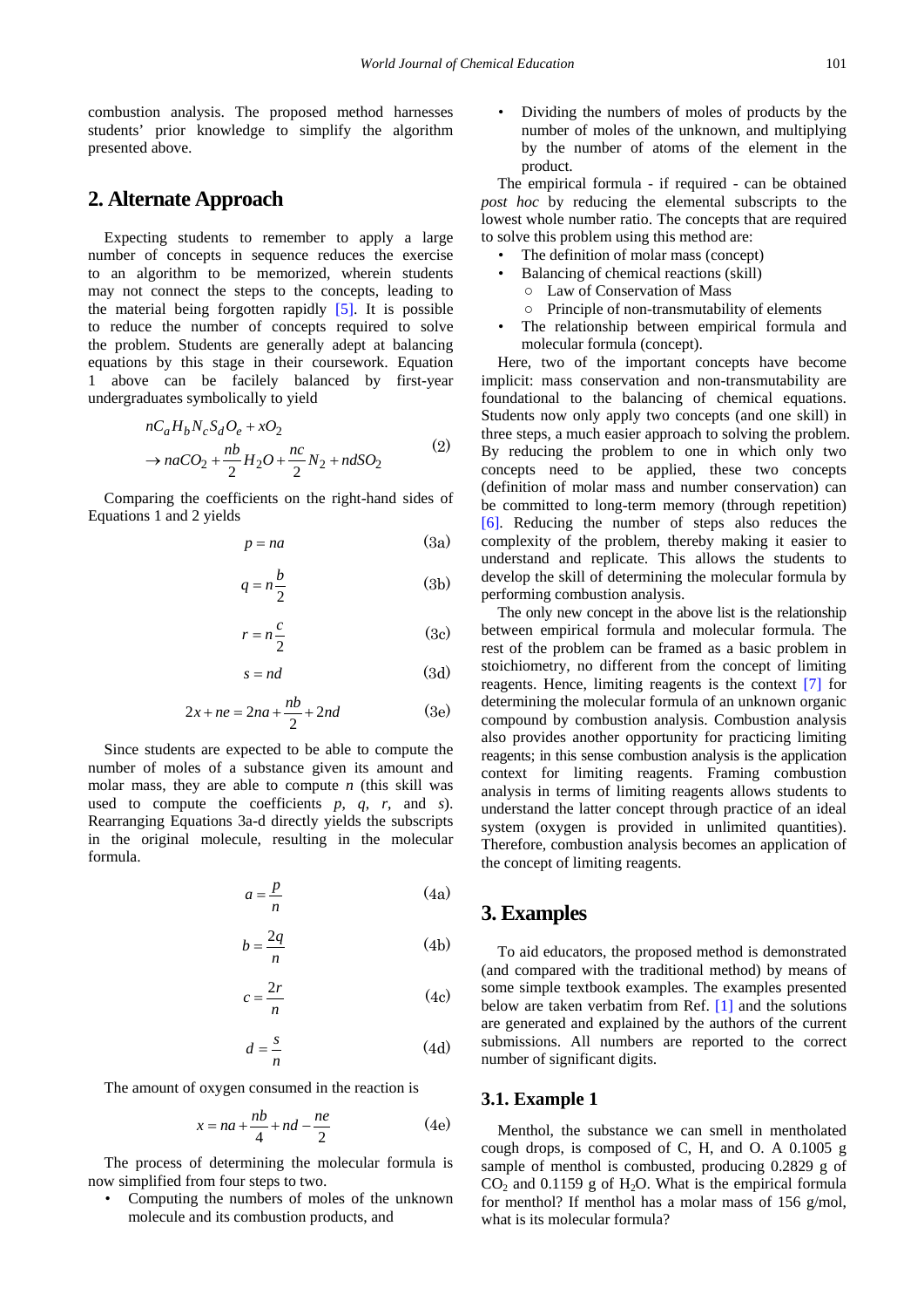combustion analysis. The proposed method harnesses students' prior knowledge to simplify the algorithm presented above.

## 2. Alternate Approach

Expecting students to remember to apply a large number of concepts in sequence reduces the exercise to an algorithm to be memorized, wherein students may not connect the steps to the concepts, leading to the material being forgotten rapidly [5]. It is possible to reduce the number of concepts required to solve the problem. Students are generally adept at balancing equations by this stage in their coursework. Equation 1 above can be facilely balanced by first-year undergraduates symbolically to yield

$$nC_aH_bN_cS_dO_e + xO_2 \rightarrow naCO_2 + \frac{nb}{2}H_2O + \frac{nc}{2}N_2 + ndSO_2 \tag{2}$$

Comparing the coefficients on the right-hand sides of Equations 1 and 2 yields

$$p = na \tag{3a}$$

$$q = n\frac{b}{2} \tag{3b}$$

$$r = n\frac{c}{2} \tag{3c}$$

$$s = nd \tag{3d}$$

$$2x + ne = 2na + \frac{nb}{2} + 2nd \tag{3e}$$

Since students are expected to be able to compute the number of moles of a substance given its amount and molar mass, they are able to compute $n$ (this skill was used to compute the coefficients $p$, $q$, $r$, and $s$). Rearranging Equations 3a-d directly yields the subscripts in the original molecule, resulting in the molecular formula.

$$a = \frac{p}{n} \tag{4a}$$

$$b = \frac{2q}{n} \tag{4b}$$

$$c = \frac{2r}{n} \tag{4c}$$

$$d = \frac{s}{n} \tag{4d}$$

The amount of oxygen consumed in the reaction is

$$x = na + \frac{nb}{4} + nd - \frac{ne}{2} \tag{4e}$$

The process of determining the molecular formula is now simplified from four steps to two.

- Computing the numbers of moles of the unknown molecule and its combustion products, and
- Dividing the numbers of moles of products by the number of moles of the unknown, and multiplying by the number of atoms of the element in the product.

The empirical formula - if required - can be obtained *post hoc* by reducing the elemental subscripts to the lowest whole number ratio. The concepts that are required to solve this problem using this method are:

- The definition of molar mass (concept)
- Balancing of chemical reactions (skill)
  - Law of Conservation of Mass
  - Principle of non-transmutability of elements
- The relationship between empirical formula and molecular formula (concept).

Here, two of the important concepts have become implicit: mass conservation and non-transmutability are foundational to the balancing of chemical equations. Students now only apply two concepts (and one skill) in three steps, a much easier approach to solving the problem. By reducing the problem to one in which only two concepts need to be applied, these two concepts (definition of molar mass and number conservation) can be committed to long-term memory (through repetition) [6]. Reducing the number of steps also reduces the complexity of the problem, thereby making it easier to understand and replicate. This allows the students to develop the skill of determining the molecular formula by performing combustion analysis.

The only new concept in the above list is the relationship between empirical formula and molecular formula. The rest of the problem can be framed as a basic problem in stoichiometry, no different from the concept of limiting reagents. Hence, limiting reagents is the context [7] for determining the molecular formula of an unknown organic compound by combustion analysis. Combustion analysis also provides another opportunity for practicing limiting reagents; in this sense combustion analysis is the application context for limiting reagents. Framing combustion analysis in terms of limiting reagents allows students to understand the latter concept through practice of an ideal system (oxygen is provided in unlimited quantities). Therefore, combustion analysis becomes an application of the concept of limiting reagents.

## 3. Examples

To aid educators, the proposed method is demonstrated (and compared with the traditional method) by means of some simple textbook examples. The examples presented below are taken verbatim from Ref. [1] and the solutions are generated and explained by the authors of the current submissions. All numbers are reported to the correct number of significant digits.

### 3.1. Example 1

Menthol, the substance we can smell in mentholated cough drops, is composed of C, H, and O. A 0.1005 g sample of menthol is combusted, producing 0.2829 g of $CO_2$ and 0.1159 g of $H_2O$. What is the empirical formula for menthol? If menthol has a molar mass of 156 g/mol, what is its molecular formula?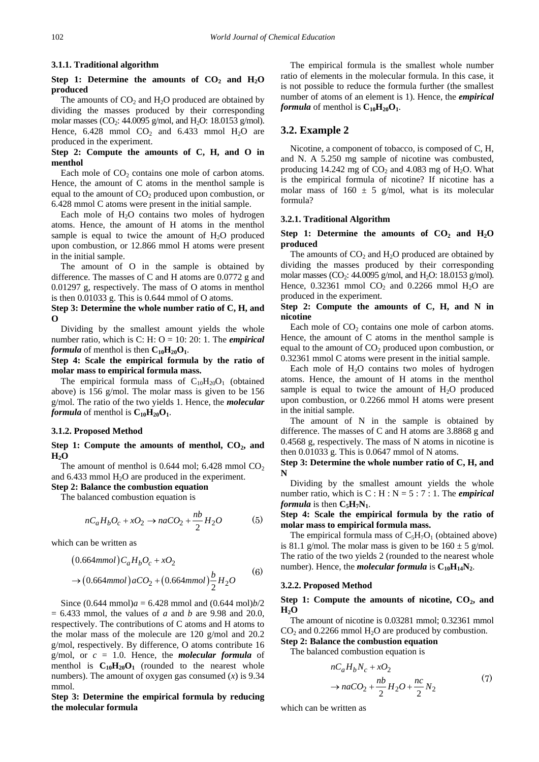### 3.1.1. Traditional algorithm

**Step 1: Determine the amounts of $CO_2$ and $H_2O$ produced**

The amounts of $CO_2$ and $H_2O$ produced are obtained by dividing the masses produced by their corresponding molar masses ($CO_2$: 44.0095 g/mol, and $H_2O$: 18.0153 g/mol). Hence, 6.428 mmol $CO_2$ and 6.433 mmol $H_2O$ are produced in the experiment.

**Step 2: Compute the amounts of C, H, and O in menthol**

Each mole of $CO_2$ contains one mole of carbon atoms. Hence, the amount of C atoms in the menthol sample is equal to the amount of $CO_2$ produced upon combustion, or 6.428 mmol C atoms were present in the initial sample.

Each mole of $H_2O$ contains two moles of hydrogen atoms. Hence, the amount of H atoms in the menthol sample is equal to twice the amount of $H_2O$ produced upon combustion, or 12.866 mmol H atoms were present in the initial sample.

The amount of O in the sample is obtained by difference. The masses of C and H atoms are 0.0772 g and 0.01297 g, respectively. The mass of O atoms in menthol is then 0.01033 g. This is 0.644 mmol of O atoms.

**Step 3: Determine the whole number ratio of C, H, and O**

Dividing by the smallest amount yields the whole number ratio, which is C: H: O = 10: 20: 1. The ***empirical formula*** of menthol is then $\mathbf{C_{10}H_{20}O_1}$.

**Step 4: Scale the empirical formula by the ratio of molar mass to empirical formula mass.**

The empirical formula mass of $C_{10}H_{20}O_1$ (obtained above) is 156 g/mol. The molar mass is given to be 156 g/mol. The ratio of the two yields 1. Hence, the ***molecular formula*** of menthol is $\mathbf{C_{10}H_{20}O_1}$.

### 3.1.2. Proposed Method

**Step 1: Compute the amounts of menthol, $CO_2$, and $H_2O$**

The amount of menthol is 0.644 mol; 6.428 mmol $CO_2$ and 6.433 mmol $H_2O$ are produced in the experiment.

**Step 2: Balance the combustion equation**

The balanced combustion equation is

$$nC_aH_bO_c + xO_2 \rightarrow naCO_2 + \frac{nb}{2}H_2O \tag{5}$$

which can be written as

$$\begin{aligned}&(0.664mmol)C_aH_bO_c + xO_2 \\ &\rightarrow (0.664mmol)aCO_2 + (0.664mmol)\frac{b}{2}H_2O\end{aligned} \tag{6}$$

Since (0.644 mmol)$a$ = 6.428 mmol and (0.644 mol)$b$/2 = 6.433 mmol, the values of $a$ and $b$ are 9.98 and 20.0, respectively. The contributions of C and H atoms to the molar mass of the molecule are 120 g/mol and 20.2 g/mol, respectively. By difference, O atoms contribute 16 g/mol, or $c$ = 1.0. Hence, the ***molecular formula*** of menthol is $\mathbf{C_{10}H_{20}O_1}$ (rounded to the nearest whole numbers). The amount of oxygen gas consumed ($x$) is 9.34 mmol.

**Step 3: Determine the empirical formula by reducing the molecular formula**

The empirical formula is the smallest whole number ratio of elements in the molecular formula. In this case, it is not possible to reduce the formula further (the smallest number of atoms of an element is 1). Hence, the ***empirical formula*** of menthol is $\mathbf{C_{10}H_{20}O_1}$.

## 3.2. Example 2

Nicotine, a component of tobacco, is composed of C, H, and N. A 5.250 mg sample of nicotine was combusted, producing 14.242 mg of $CO_2$ and 4.083 mg of $H_2O$. What is the empirical formula of nicotine? If nicotine has a molar mass of 160 ± 5 g/mol, what is its molecular formula?

### 3.2.1. Traditional Algorithm

**Step 1: Determine the amounts of $CO_2$ and $H_2O$ produced**

The amounts of $CO_2$ and $H_2O$ produced are obtained by dividing the masses produced by their corresponding molar masses ($CO_2$: 44.0095 g/mol, and $H_2O$: 18.0153 g/mol). Hence, 0.32361 mmol $CO_2$ and 0.2266 mmol $H_2O$ are produced in the experiment.

**Step 2: Compute the amounts of C, H, and N in nicotine**

Each mole of $CO_2$ contains one mole of carbon atoms. Hence, the amount of C atoms in the menthol sample is equal to the amount of $CO_2$ produced upon combustion, or 0.32361 mmol C atoms were present in the initial sample.

Each mole of $H_2O$ contains two moles of hydrogen atoms. Hence, the amount of H atoms in the menthol sample is equal to twice the amount of $H_2O$ produced upon combustion, or 0.2266 mmol H atoms were present in the initial sample.

The amount of N in the sample is obtained by difference. The masses of C and H atoms are 3.8868 g and 0.4568 g, respectively. The mass of N atoms in nicotine is then 0.01033 g. This is 0.0647 mmol of N atoms.

**Step 3: Determine the whole number ratio of C, H, and N**

Dividing by the smallest amount yields the whole number ratio, which is C : H : N = 5 : 7 : 1. The ***empirical formula*** is then $\mathbf{C_5H_7N_1}$.

**Step 4: Scale the empirical formula by the ratio of molar mass to empirical formula mass.**

The empirical formula mass of $C_5H_7O_1$ (obtained above) is 81.1 g/mol. The molar mass is given to be 160 ± 5 g/mol. The ratio of the two yields 2 (rounded to the nearest whole number). Hence, the ***molecular formula*** is $\mathbf{C_{10}H_{14}N_2}$.

### 3.2.2. Proposed Method

**Step 1: Compute the amounts of nicotine, $CO_2$, and $H_2O$**

The amount of nicotine is 0.03281 mmol; 0.32361 mmol $CO_2$ and 0.2266 mmol $H_2O$ are produced by combustion.

**Step 2: Balance the combustion equation**

The balanced combustion equation is

$$\begin{aligned}&nC_aH_bN_c + xO_2 \\ &\rightarrow naCO_2 + \frac{nb}{2}H_2O + \frac{nc}{2}N_2\end{aligned} \tag{7}$$

which can be written as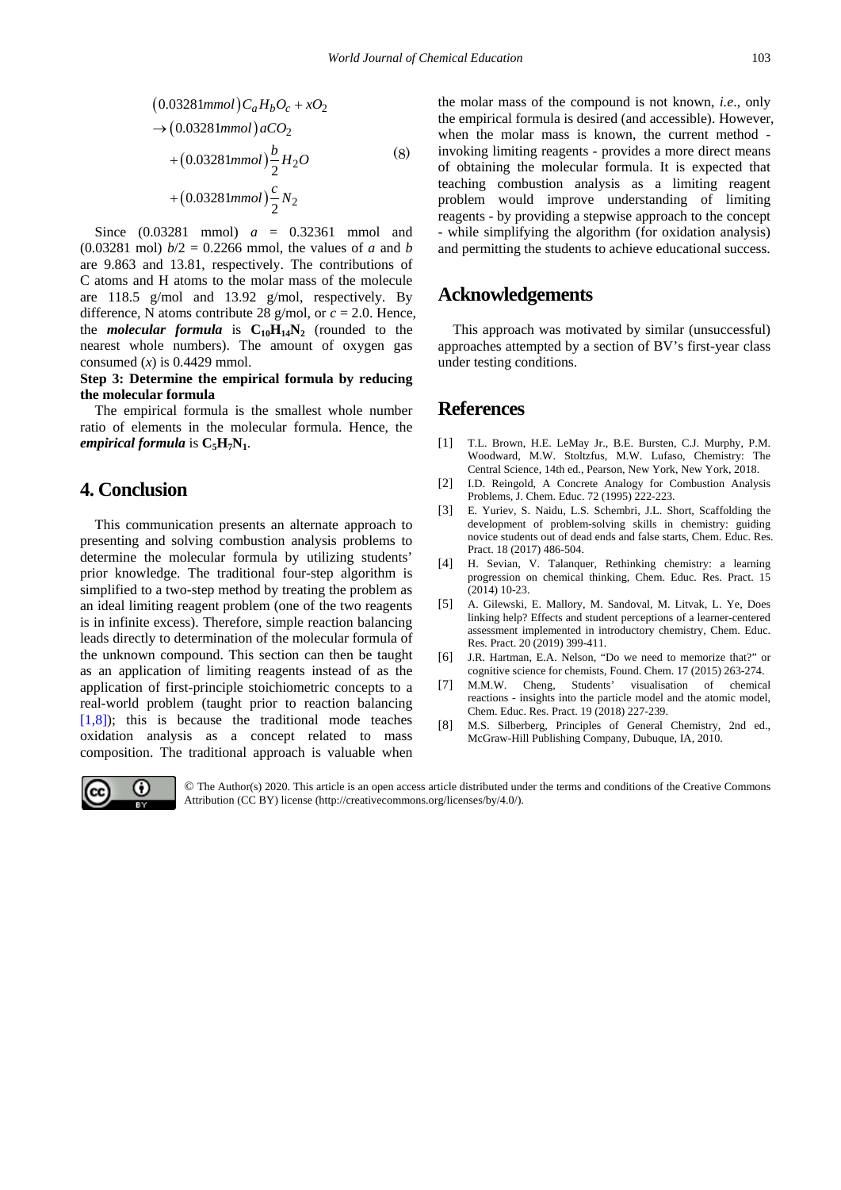$$
\begin{aligned}
&(0.03281 mmol) C_a H_b O_c + x O_2 \\
&\rightarrow (0.03281 mmol) a CO_2 \\
&\quad + (0.03281 mmol) \frac{b}{2} H_2O \\
&\quad + (0.03281 mmol) \frac{c}{2} N_2
\end{aligned} \tag{8}
$$

Since (0.03281 mmol) $a$ = 0.32361 mmol and (0.03281 mol) $b/2$ = 0.2266 mmol, the values of $a$ and $b$ are 9.863 and 13.81, respectively. The contributions of C atoms and H atoms to the molar mass of the molecule are 118.5 g/mol and 13.92 g/mol, respectively. By difference, N atoms contribute 28 g/mol, or $c$ = 2.0. Hence, the ***molecular formula*** is $\mathbf{C_{10}H_{14}N_2}$ (rounded to the nearest whole numbers). The amount of oxygen gas consumed ($x$) is 0.4429 mmol.

**Step 3: Determine the empirical formula by reducing the molecular formula**

The empirical formula is the smallest whole number ratio of elements in the molecular formula. Hence, the ***empirical formula*** is $\mathbf{C_5H_7N_1}$.

## 4. Conclusion

This communication presents an alternate approach to presenting and solving combustion analysis problems to determine the molecular formula by utilizing students' prior knowledge. The traditional four-step algorithm is simplified to a two-step method by treating the problem as an ideal limiting reagent problem (one of the two reagents is in infinite excess). Therefore, simple reaction balancing leads directly to determination of the molecular formula of the unknown compound. This section can then be taught as an application of limiting reagents instead of as the application of first-principle stoichiometric concepts to a real-world problem (taught prior to reaction balancing [1,8]); this is because the traditional mode teaches oxidation analysis as a concept related to mass composition. The traditional approach is valuable when the molar mass of the compound is not known, *i.e*., only the empirical formula is desired (and accessible). However, when the molar mass is known, the current method - invoking limiting reagents - provides a more direct means of obtaining the molecular formula. It is expected that teaching combustion analysis as a limiting reagent problem would improve understanding of limiting reagents - by providing a stepwise approach to the concept - while simplifying the algorithm (for oxidation analysis) and permitting the students to achieve educational success.

## Acknowledgements

This approach was motivated by similar (unsuccessful) approaches attempted by a section of BV's first-year class under testing conditions.

## References

[1] T.L. Brown, H.E. LeMay Jr., B.E. Bursten, C.J. Murphy, P.M. Woodward, M.W. Stoltzfus, M.W. Lufaso, Chemistry: The Central Science, 14th ed., Pearson, New York, New York, 2018.

[2] I.D. Reingold, A Concrete Analogy for Combustion Analysis Problems, J. Chem. Educ. 72 (1995) 222-223.

[3] E. Yuriev, S. Naidu, L.S. Schembri, J.L. Short, Scaffolding the development of problem-solving skills in chemistry: guiding novice students out of dead ends and false starts, Chem. Educ. Res. Pract. 18 (2017) 486-504.

[4] H. Sevian, V. Talanquer, Rethinking chemistry: a learning progression on chemical thinking, Chem. Educ. Res. Pract. 15 (2014) 10-23.

[5] A. Gilewski, E. Mallory, M. Sandoval, M. Litvak, L. Ye, Does linking help? Effects and student perceptions of a learner-centered assessment implemented in introductory chemistry, Chem. Educ. Res. Pract. 20 (2019) 399-411.

[6] J.R. Hartman, E.A. Nelson, "Do we need to memorize that?" or cognitive science for chemists, Found. Chem. 17 (2015) 263-274.

[7] M.M.W. Cheng, Students' visualisation of chemical reactions - insights into the particle model and the atomic model, Chem. Educ. Res. Pract. 19 (2018) 227-239.

[8] M.S. Silberberg, Principles of General Chemistry, 2nd ed., McGraw-Hill Publishing Company, Dubuque, IA, 2010.

© The Author(s) 2020. This article is an open access article distributed under the terms and conditions of the Creative Commons Attribution (CC BY) license (http://creativecommons.org/licenses/by/4.0/).